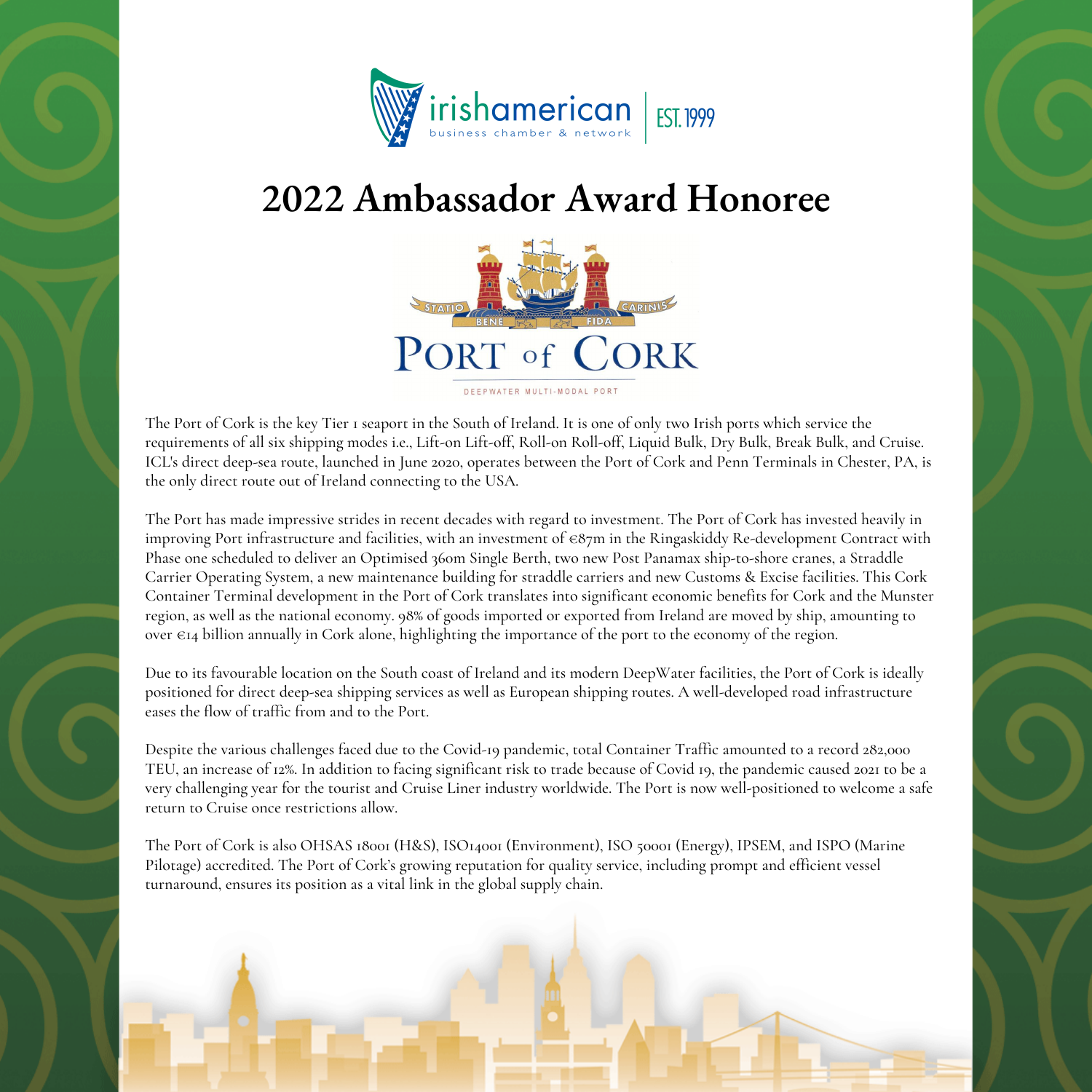irishamerican business chamber & network | EST. 1999

# 2022 Ambassador Award Honoree

PORT of CORK

DEEPWATER MULTI-MODAL PORT

The Port of Cork is the key Tier 1 seaport in the South of Ireland. It is one of only two Irish ports which service the requirements of all six shipping modes i.e., Lift-on Lift-off, Roll-on Roll-off, Liquid Bulk, Dry Bulk, Break Bulk, and Cruise. ICL's direct deep-sea route, launched in June 2020, operates between the Port of Cork and Penn Terminals in Chester, PA, is the only direct route out of Ireland connecting to the USA.

The Port has made impressive strides in recent decades with regard to investment. The Port of Cork has invested heavily in improving Port infrastructure and facilities, with an investment of €87m in the Ringaskiddy Re-development Contract with Phase one scheduled to deliver an Optimised 360m Single Berth, two new Post Panamax ship-to-shore cranes, a Straddle Carrier Operating System, a new maintenance building for straddle carriers and new Customs & Excise facilities. This Cork Container Terminal development in the Port of Cork translates into significant economic benefits for Cork and the Munster region, as well as the national economy. 98% of goods imported or exported from Ireland are moved by ship, amounting to over €14 billion annually in Cork alone, highlighting the importance of the port to the economy of the region.

Due to its favourable location on the South coast of Ireland and its modern DeepWater facilities, the Port of Cork is ideally positioned for direct deep-sea shipping services as well as European shipping routes. A well-developed road infrastructure eases the flow of traffic from and to the Port.

Despite the various challenges faced due to the Covid-19 pandemic, total Container Traffic amounted to a record 282,000 TEU, an increase of 12%. In addition to facing significant risk to trade because of Covid 19, the pandemic caused 2021 to be a very challenging year for the tourist and Cruise Liner industry worldwide. The Port is now well-positioned to welcome a safe return to Cruise once restrictions allow.

The Port of Cork is also OHSAS 18001 (H&S), ISO14001 (Environment), ISO 50001 (Energy), IPSEM, and ISPO (Marine Pilotage) accredited. The Port of Cork's growing reputation for quality service, including prompt and efficient vessel turnaround, ensures its position as a vital link in the global supply chain.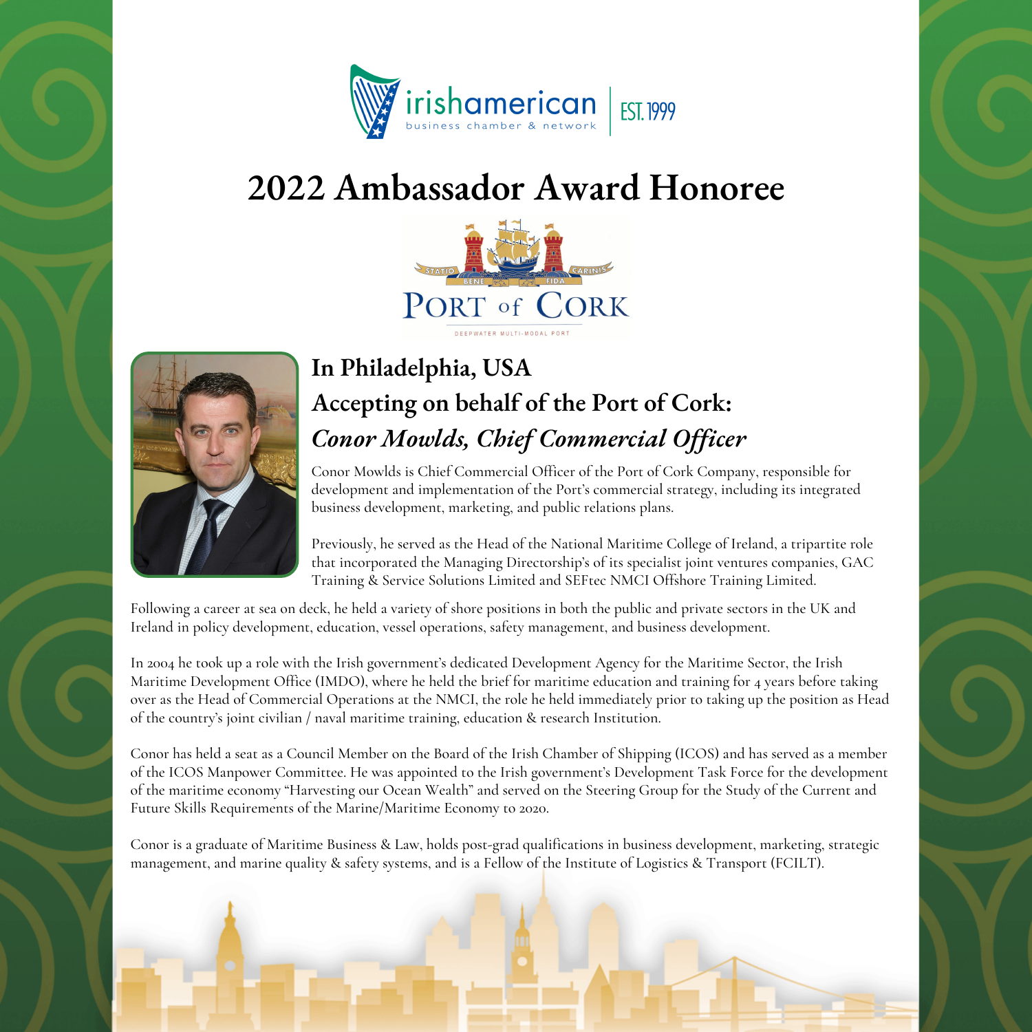irishamerican business chamber & network | EST. 1999

# 2022 Ambassador Award Honoree

PORT of CORK

DEEPWATER MULTI-MODAL PORT

## In Philadelphia, USA
## Accepting on behalf of the Port of Cork:
## *Conor Mowlds, Chief Commercial Officer*

Conor Mowlds is Chief Commercial Officer of the Port of Cork Company, responsible for development and implementation of the Port's commercial strategy, including its integrated business development, marketing, and public relations plans.

Previously, he served as the Head of the National Maritime College of Ireland, a tripartite role that incorporated the Managing Directorship's of its specialist joint ventures companies, GAC Training & Service Solutions Limited and SEFtec NMCI Offshore Training Limited.

Following a career at sea on deck, he held a variety of shore positions in both the public and private sectors in the UK and Ireland in policy development, education, vessel operations, safety management, and business development.

In 2004 he took up a role with the Irish government's dedicated Development Agency for the Maritime Sector, the Irish Maritime Development Office (IMDO), where he held the brief for maritime education and training for 4 years before taking over as the Head of Commercial Operations at the NMCI, the role he held immediately prior to taking up the position as Head of the country's joint civilian / naval maritime training, education & research Institution.

Conor has held a seat as a Council Member on the Board of the Irish Chamber of Shipping (ICOS) and has served as a member of the ICOS Manpower Committee. He was appointed to the Irish government's Development Task Force for the development of the maritime economy "Harvesting our Ocean Wealth" and served on the Steering Group for the Study of the Current and Future Skills Requirements of the Marine/Maritime Economy to 2020.

Conor is a graduate of Maritime Business & Law, holds post-grad qualifications in business development, marketing, strategic management, and marine quality & safety systems, and is a Fellow of the Institute of Logistics & Transport (FCILT).